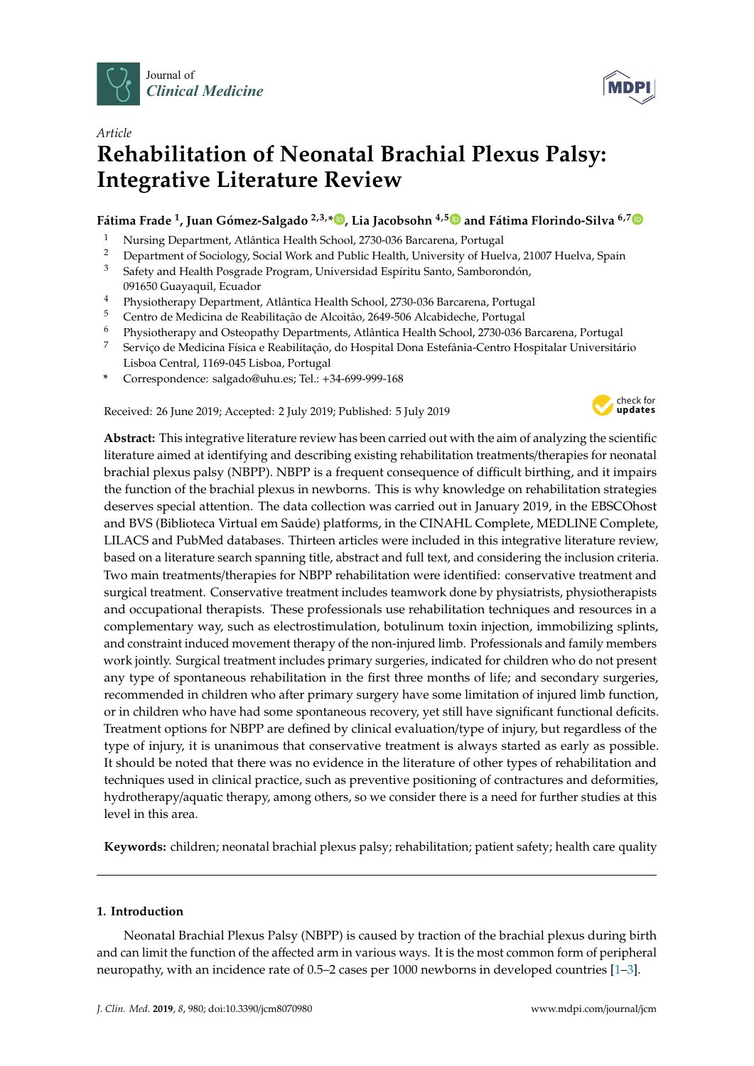Journal of *Clinical Medicine*

*Article*

# Rehabilitation of Neonatal Brachial Plexus Palsy: Integrative Literature Review

**Fátima Frade [1], Juan Gómez-Salgado [2,3,*], Lia Jacobsohn [4,5] and Fátima Florindo-Silva [6,7]**

1. Nursing Department, Atlântica Health School, 2730-036 Barcarena, Portugal
2. Department of Sociology, Social Work and Public Health, University of Huelva, 21007 Huelva, Spain
3. Safety and Health Posgrade Program, Universidad Espíritu Santo, Samborondón, 091650 Guayaquil, Ecuador
4. Physiotherapy Department, Atlântica Health School, 2730-036 Barcarena, Portugal
5. Centro de Medicina de Reabilitação de Alcoitão, 2649-506 Alcabideche, Portugal
6. Physiotherapy and Osteopathy Departments, Atlântica Health School, 2730-036 Barcarena, Portugal
7. Serviço de Medicina Física e Reabilitação, do Hospital Dona Estefânia-Centro Hospitalar Universitário Lisboa Central, 1169-045 Lisboa, Portugal

\* Correspondence: salgado@uhu.es; Tel.: +34-699-999-168

Received: 26 June 2019; Accepted: 2 July 2019; Published: 5 July 2019

**Abstract:** This integrative literature review has been carried out with the aim of analyzing the scientific literature aimed at identifying and describing existing rehabilitation treatments/therapies for neonatal brachial plexus palsy (NBPP). NBPP is a frequent consequence of difficult birthing, and it impairs the function of the brachial plexus in newborns. This is why knowledge on rehabilitation strategies deserves special attention. The data collection was carried out in January 2019, in the EBSCOhost and BVS (Biblioteca Virtual em Saúde) platforms, in the CINAHL Complete, MEDLINE Complete, LILACS and PubMed databases. Thirteen articles were included in this integrative literature review, based on a literature search spanning title, abstract and full text, and considering the inclusion criteria. Two main treatments/therapies for NBPP rehabilitation were identified: conservative treatment and surgical treatment. Conservative treatment includes teamwork done by physiatrists, physiotherapists and occupational therapists. These professionals use rehabilitation techniques and resources in a complementary way, such as electrostimulation, botulinum toxin injection, immobilizing splints, and constraint induced movement therapy of the non-injured limb. Professionals and family members work jointly. Surgical treatment includes primary surgeries, indicated for children who do not present any type of spontaneous rehabilitation in the first three months of life; and secondary surgeries, recommended in children who after primary surgery have some limitation of injured limb function, or in children who have had some spontaneous recovery, yet still have significant functional deficits. Treatment options for NBPP are defined by clinical evaluation/type of injury, but regardless of the type of injury, it is unanimous that conservative treatment is always started as early as possible. It should be noted that there was no evidence in the literature of other types of rehabilitation and techniques used in clinical practice, such as preventive positioning of contractures and deformities, hydrotherapy/aquatic therapy, among others, so we consider there is a need for further studies at this level in this area.

**Keywords:** children; neonatal brachial plexus palsy; rehabilitation; patient safety; health care quality

## 1. Introduction

Neonatal Brachial Plexus Palsy (NBPP) is caused by traction of the brachial plexus during birth and can limit the function of the affected arm in various ways. It is the most common form of peripheral neuropathy, with an incidence rate of 0.5–2 cases per 1000 newborns in developed countries [1–3].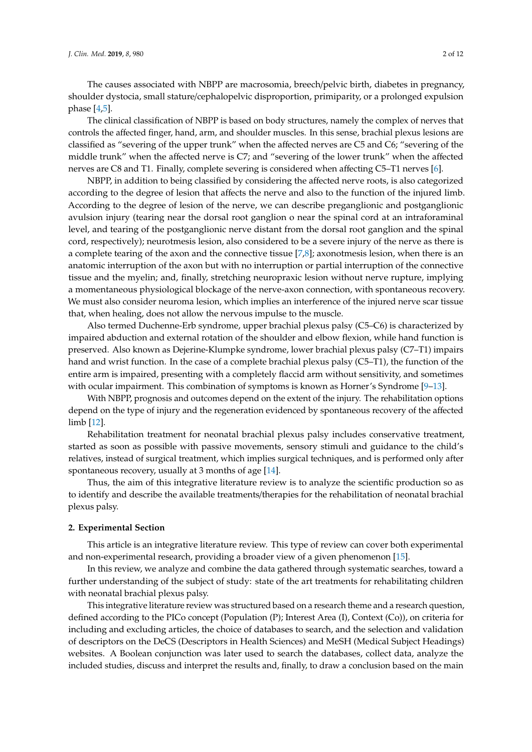The causes associated with NBPP are macrosomia, breech/pelvic birth, diabetes in pregnancy, shoulder dystocia, small stature/cephalopelvic disproportion, primiparity, or a prolonged expulsion phase [4,5].

The clinical classification of NBPP is based on body structures, namely the complex of nerves that controls the affected finger, hand, arm, and shoulder muscles. In this sense, brachial plexus lesions are classified as "severing of the upper trunk" when the affected nerves are C5 and C6; "severing of the middle trunk" when the affected nerve is C7; and "severing of the lower trunk" when the affected nerves are C8 and T1. Finally, complete severing is considered when affecting C5–T1 nerves [6].

NBPP, in addition to being classified by considering the affected nerve roots, is also categorized according to the degree of lesion that affects the nerve and also to the function of the injured limb. According to the degree of lesion of the nerve, we can describe preganglionic and postganglionic avulsion injury (tearing near the dorsal root ganglion o near the spinal cord at an intraforaminal level, and tearing of the postganglionic nerve distant from the dorsal root ganglion and the spinal cord, respectively); neurotmesis lesion, also considered to be a severe injury of the nerve as there is a complete tearing of the axon and the connective tissue [7,8]; axonotmesis lesion, when there is an anatomic interruption of the axon but with no interruption or partial interruption of the connective tissue and the myelin; and, finally, stretching neuropraxic lesion without nerve rupture, implying a momentaneous physiological blockage of the nerve-axon connection, with spontaneous recovery. We must also consider neuroma lesion, which implies an interference of the injured nerve scar tissue that, when healing, does not allow the nervous impulse to the muscle.

Also termed Duchenne-Erb syndrome, upper brachial plexus palsy (C5–C6) is characterized by impaired abduction and external rotation of the shoulder and elbow flexion, while hand function is preserved. Also known as Dejerine-Klumpke syndrome, lower brachial plexus palsy (C7–T1) impairs hand and wrist function. In the case of a complete brachial plexus palsy (C5–T1), the function of the entire arm is impaired, presenting with a completely flaccid arm without sensitivity, and sometimes with ocular impairment. This combination of symptoms is known as Horner's Syndrome [9–13].

With NBPP, prognosis and outcomes depend on the extent of the injury. The rehabilitation options depend on the type of injury and the regeneration evidenced by spontaneous recovery of the affected limb [12].

Rehabilitation treatment for neonatal brachial plexus palsy includes conservative treatment, started as soon as possible with passive movements, sensory stimuli and guidance to the child's relatives, instead of surgical treatment, which implies surgical techniques, and is performed only after spontaneous recovery, usually at 3 months of age [14].

Thus, the aim of this integrative literature review is to analyze the scientific production so as to identify and describe the available treatments/therapies for the rehabilitation of neonatal brachial plexus palsy.

## 2. Experimental Section

This article is an integrative literature review. This type of review can cover both experimental and non-experimental research, providing a broader view of a given phenomenon [15].

In this review, we analyze and combine the data gathered through systematic searches, toward a further understanding of the subject of study: state of the art treatments for rehabilitating children with neonatal brachial plexus palsy.

This integrative literature review was structured based on a research theme and a research question, defined according to the PICo concept (Population (P); Interest Area (I), Context (Co)), on criteria for including and excluding articles, the choice of databases to search, and the selection and validation of descriptors on the DeCS (Descriptors in Health Sciences) and MeSH (Medical Subject Headings) websites. A Boolean conjunction was later used to search the databases, collect data, analyze the included studies, discuss and interpret the results and, finally, to draw a conclusion based on the main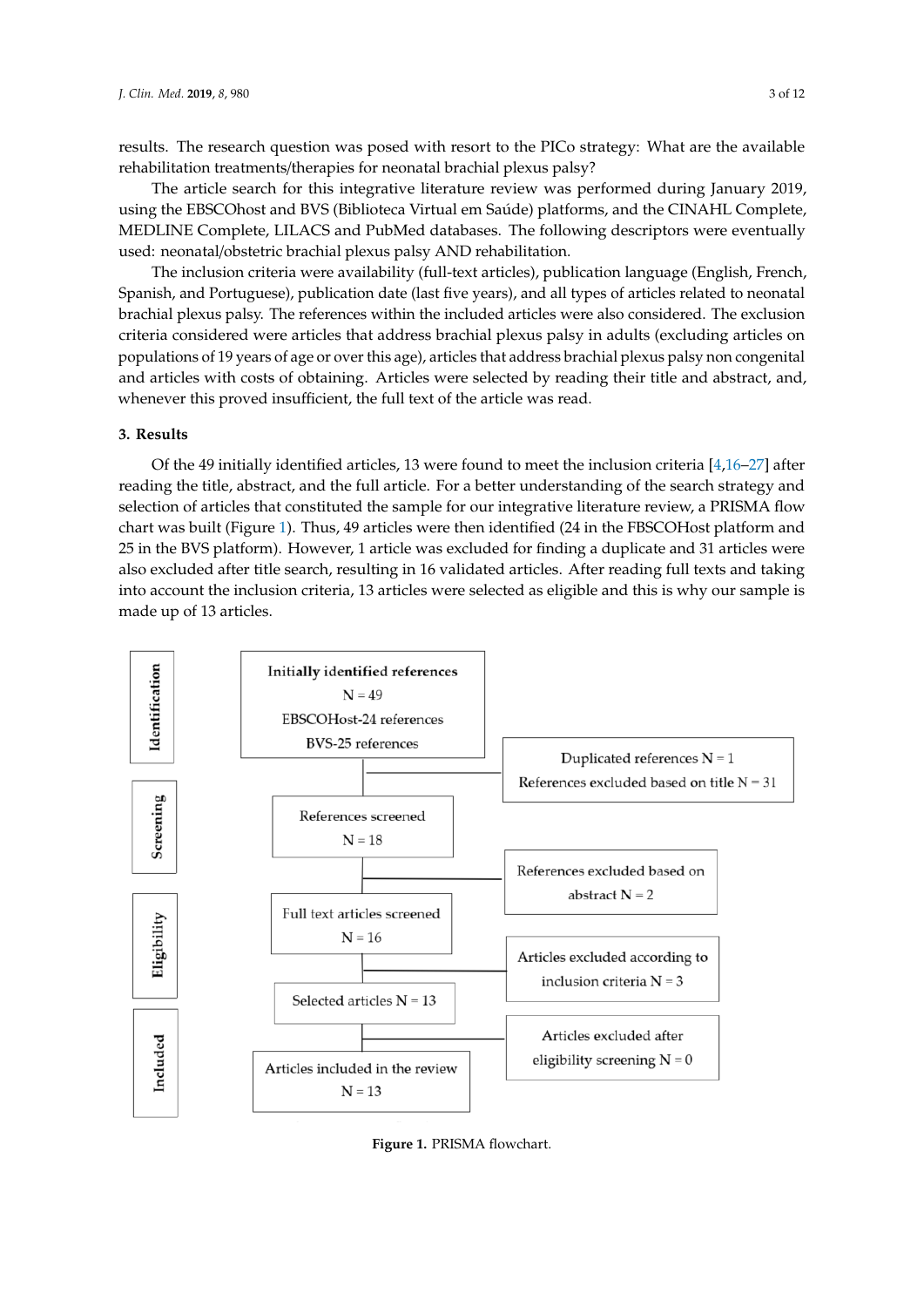results. The research question was posed with resort to the PICo strategy: What are the available rehabilitation treatments/therapies for neonatal brachial plexus palsy?

The article search for this integrative literature review was performed during January 2019, using the EBSCOhost and BVS (Biblioteca Virtual em Saúde) platforms, and the CINAHL Complete, MEDLINE Complete, LILACS and PubMed databases. The following descriptors were eventually used: neonatal/obstetric brachial plexus palsy AND rehabilitation.

The inclusion criteria were availability (full-text articles), publication language (English, French, Spanish, and Portuguese), publication date (last five years), and all types of articles related to neonatal brachial plexus palsy. The references within the included articles were also considered. The exclusion criteria considered were articles that address brachial plexus palsy in adults (excluding articles on populations of 19 years of age or over this age), articles that address brachial plexus palsy non congenital and articles with costs of obtaining. Articles were selected by reading their title and abstract, and, whenever this proved insufficient, the full text of the article was read.

## 3. Results

Of the 49 initially identified articles, 13 were found to meet the inclusion criteria [4,16–27] after reading the title, abstract, and the full article. For a better understanding of the search strategy and selection of articles that constituted the sample for our integrative literature review, a PRISMA flow chart was built (Figure 1). Thus, 49 articles were then identified (24 in the FBSCOHost platform and 25 in the BVS platform). However, 1 article was excluded for finding a duplicate and 31 articles were also excluded after title search, resulting in 16 validated articles. After reading full texts and taking into account the inclusion criteria, 13 articles were selected as eligible and this is why our sample is made up of 13 articles.

| Stage | Flow | Excluded |
| --- | --- | --- |
| Identification | Initially identified references N = 49<br>EBSCOHost-24 references<br>BVS-25 references | Duplicated references N = 1<br>References excluded based on title N = 31 |
| Screening | References screened N = 18 | References excluded based on abstract N = 2 |
| Eligibility | Full text articles screened N = 16 | Articles excluded according to inclusion criteria N = 3 |
| | Selected articles N = 13 | Articles excluded after eligibility screening N = 0 |
| Included | Articles included in the review N = 13 | |

**Figure 1.** PRISMA flowchart.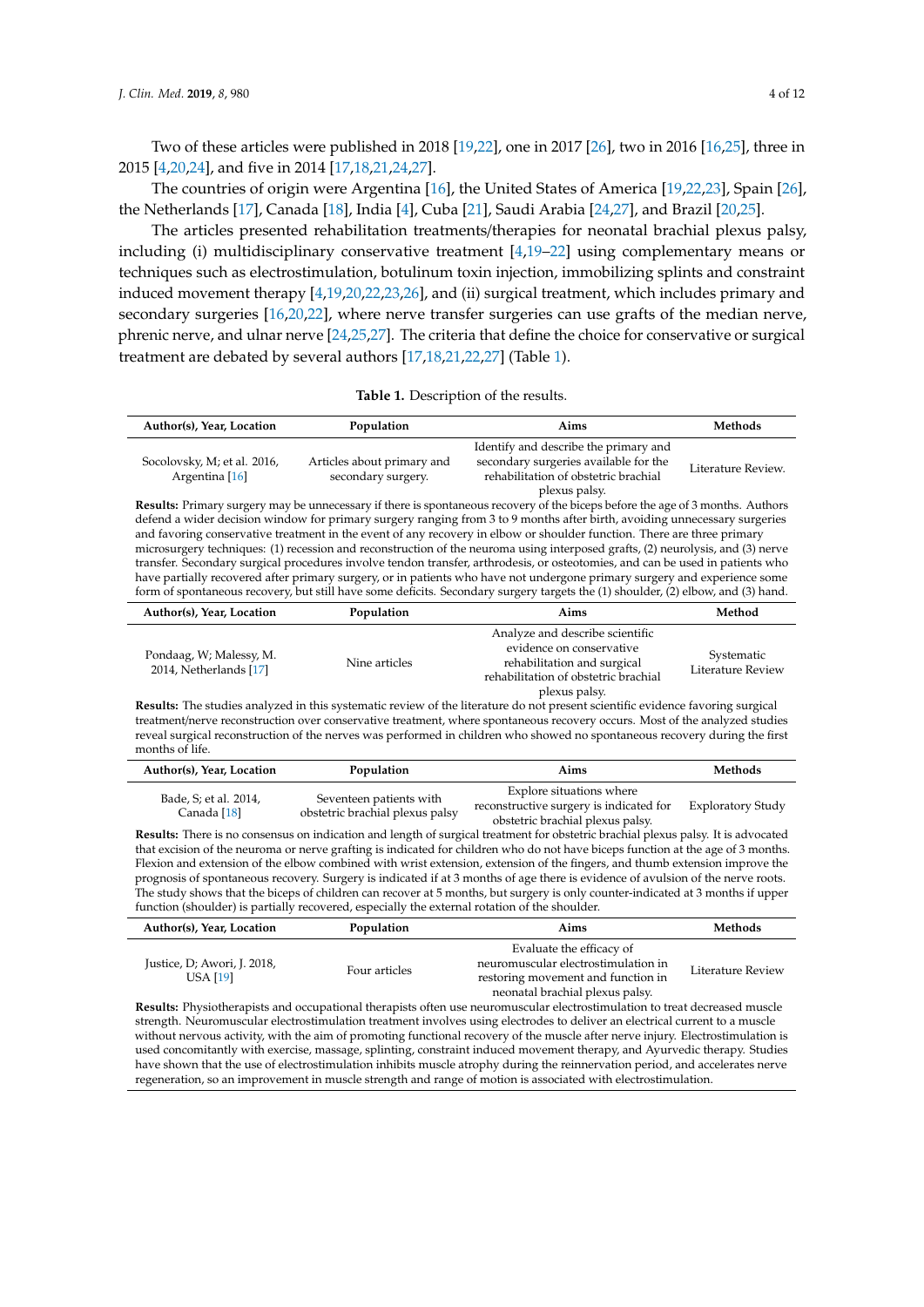Two of these articles were published in 2018 [19,22], one in 2017 [26], two in 2016 [16,25], three in 2015 [4,20,24], and five in 2014 [17,18,21,24,27].

The countries of origin were Argentina [16], the United States of America [19,22,23], Spain [26], the Netherlands [17], Canada [18], India [4], Cuba [21], Saudi Arabia [24,27], and Brazil [20,25].

The articles presented rehabilitation treatments/therapies for neonatal brachial plexus palsy, including (i) multidisciplinary conservative treatment [4,19–22] using complementary means or techniques such as electrostimulation, botulinum toxin injection, immobilizing splints and constraint induced movement therapy [4,19,20,22,23,26], and (ii) surgical treatment, which includes primary and secondary surgeries [16,20,22], where nerve transfer surgeries can use grafts of the median nerve, phrenic nerve, and ulnar nerve [24,25,27]. The criteria that define the choice for conservative or surgical treatment are debated by several authors [17,18,21,22,27] (Table 1).

**Table 1.** Description of the results.

| Author(s), Year, Location | Population | Aims | Methods |
|---|---|---|---|
| Socolovsky, M; et al. 2016, Argentina [16] | Articles about primary and secondary surgery. | Identify and describe the primary and secondary surgeries available for the rehabilitation of obstetric brachial plexus palsy. | Literature Review. |
| **Results:** Primary surgery may be unnecessary if there is spontaneous recovery of the biceps before the age of 3 months. Authors defend a wider decision window for primary surgery ranging from 3 to 9 months after birth, avoiding unnecessary surgeries and favoring conservative treatment in the event of any recovery in elbow or shoulder function. There are three primary microsurgery techniques: (1) recession and reconstruction of the neuroma using interposed grafts, (2) neurolysis, and (3) nerve transfer. Secondary surgical procedures involve tendon transfer, arthrodesis, or osteotomies, and can be used in patients who have partially recovered after primary surgery, or in patients who have not undergone primary surgery and experience some form of spontaneous recovery, but still have some deficits. Secondary surgery targets the (1) shoulder, (2) elbow, and (3) hand. | | | |
| **Author(s), Year, Location** | **Population** | **Aims** | **Method** |
| Pondaag, W; Malessy, M. 2014, Netherlands [17] | Nine articles | Analyze and describe scientific evidence on conservative rehabilitation and surgical rehabilitation of obstetric brachial plexus palsy. | Systematic Literature Review |
| **Results:** The studies analyzed in this systematic review of the literature do not present scientific evidence favoring surgical treatment/nerve reconstruction over conservative treatment, where spontaneous recovery occurs. Most of the analyzed studies reveal surgical reconstruction of the nerves was performed in children who showed no spontaneous recovery during the first months of life. | | | |
| **Author(s), Year, Location** | **Population** | **Aims** | **Methods** |
| Bade, S; et al. 2014, Canada [18] | Seventeen patients with obstetric brachial plexus palsy | Explore situations where reconstructive surgery is indicated for obstetric brachial plexus palsy. | Exploratory Study |
| **Results:** There is no consensus on indication and length of surgical treatment for obstetric brachial plexus palsy. It is advocated that excision of the neuroma or nerve grafting is indicated for children who do not have biceps function at the age of 3 months. Flexion and extension of the elbow combined with wrist extension, extension of the fingers, and thumb extension improve the prognosis of spontaneous recovery. Surgery is indicated if at 3 months of age there is evidence of avulsion of the nerve roots. The study shows that the biceps of children can recover at 5 months, but surgery is only counter-indicated at 3 months if upper function (shoulder) is partially recovered, especially the external rotation of the shoulder. | | | |
| **Author(s), Year, Location** | **Population** | **Aims** | **Methods** |
| Justice, D; Awori, J. 2018, USA [19] | Four articles | Evaluate the efficacy of neuromuscular electrostimulation in restoring movement and function in neonatal brachial plexus palsy. | Literature Review |
| **Results:** Physiotherapists and occupational therapists often use neuromuscular electrostimulation to treat decreased muscle strength. Neuromuscular electrostimulation treatment involves using electrodes to deliver an electrical current to a muscle without nervous activity, with the aim of promoting functional recovery of the muscle after nerve injury. Electrostimulation is used concomitantly with exercise, massage, splinting, constraint induced movement therapy, and Ayurvedic therapy. Studies have shown that the use of electrostimulation inhibits muscle atrophy during the reinnervation period, and accelerates nerve regeneration, so an improvement in muscle strength and range of motion is associated with electrostimulation. | | | |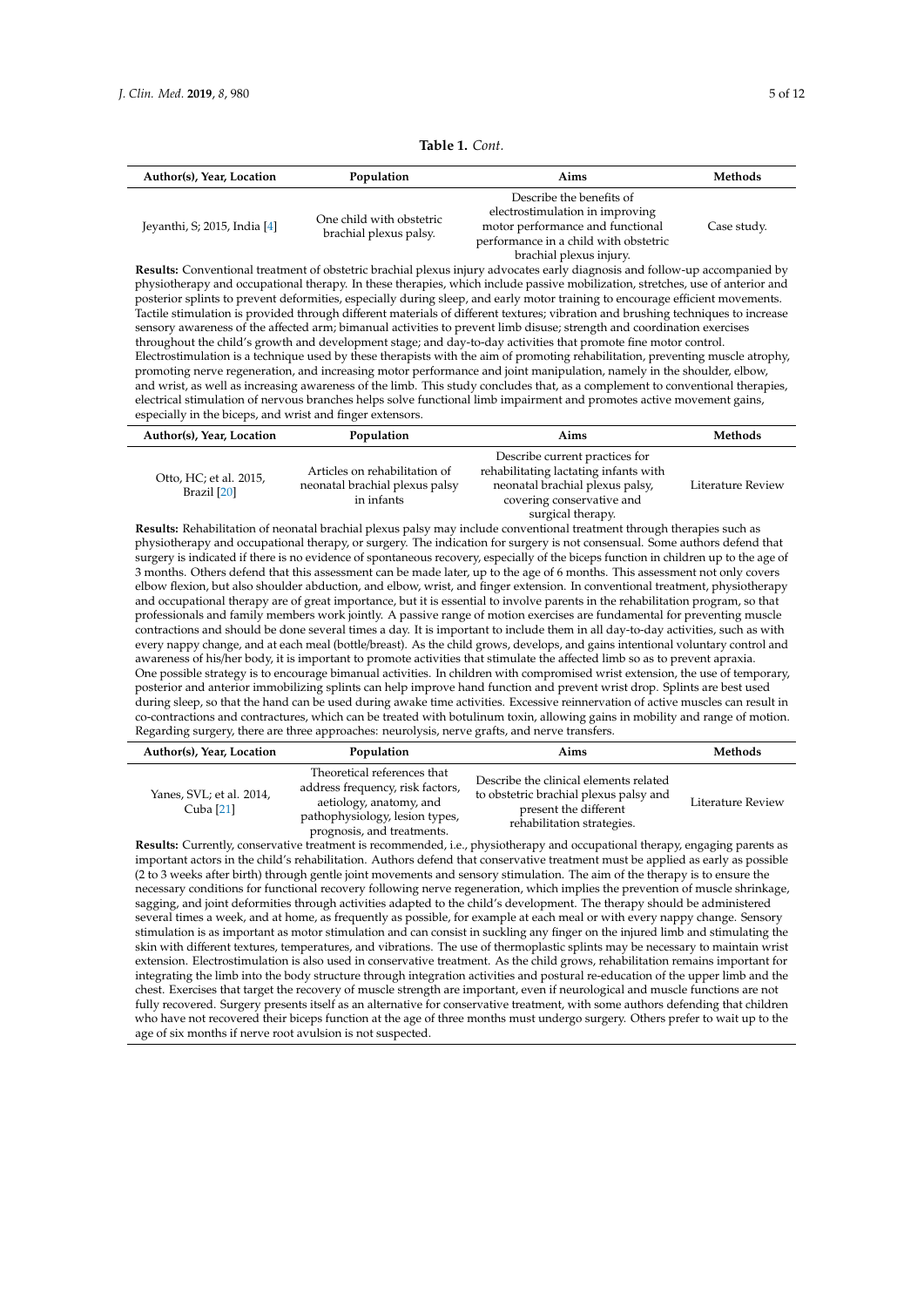**Table 1.** *Cont.*

| Author(s), Year, Location | Population | Aims | Methods |
|---|---|---|---|
| Jeyanthi, S; 2015, India [4] | One child with obstetric brachial plexus palsy. | Describe the benefits of electrostimulation in improving motor performance and functional performance in a child with obstetric brachial plexus injury. | Case study. |
| **Results:** Conventional treatment of obstetric brachial plexus injury advocates early diagnosis and follow-up accompanied by physiotherapy and occupational therapy. In these therapies, which include passive mobilization, stretches, use of anterior and posterior splints to prevent deformities, especially during sleep, and early motor training to encourage efficient movements. Tactile stimulation is provided through different materials of different textures; vibration and brushing techniques to increase sensory awareness of the affected arm; bimanual activities to prevent limb disuse; strength and coordination exercises throughout the child's growth and development stage; and day-to-day activities that promote fine motor control. Electrostimulation is a technique used by these therapists with the aim of promoting rehabilitation, preventing muscle atrophy, promoting nerve regeneration, and increasing motor performance and joint manipulation, namely in the shoulder, elbow, and wrist, as well as increasing awareness of the limb. This study concludes that, as a complement to conventional therapies, electrical stimulation of nervous branches helps solve functional limb impairment and promotes active movement gains, especially in the biceps, and wrist and finger extensors. | | | |
| **Author(s), Year, Location** | **Population** | **Aims** | **Methods** |
| Otto, HC; et al. 2015, Brazil [20] | Articles on rehabilitation of neonatal brachial plexus palsy in infants | Describe current practices for rehabilitating lactating infants with neonatal brachial plexus palsy, covering conservative and surgical therapy. | Literature Review |
| **Results:** Rehabilitation of neonatal brachial plexus palsy may include conventional treatment through therapies such as physiotherapy and occupational therapy, or surgery. The indication for surgery is not consensual. Some authors defend that surgery is indicated if there is no evidence of spontaneous recovery, especially of the biceps function in children up to the age of 3 months. Others defend that this assessment can be made later, up to the age of 6 months. This assessment not only covers elbow flexion, but also shoulder abduction, and elbow, wrist, and finger extension. In conventional treatment, physiotherapy and occupational therapy are of great importance, but it is essential to involve parents in the rehabilitation program, so that professionals and family members work jointly. A passive range of motion exercises are fundamental for preventing muscle contractions and should be done several times a day. It is important to include them in all day-to-day activities, such as with every nappy change, and at each meal (bottle/breast). As the child grows, develops, and gains intentional voluntary control and awareness of his/her body, it is important to promote activities that stimulate the affected limb so as to prevent apraxia. One possible strategy is to encourage bimanual activities. In children with compromised wrist extension, the use of temporary, posterior and anterior immobilizing splints can help improve hand function and prevent wrist drop. Splints are best used during sleep, so that the hand can be used during awake time activities. Excessive reinnervation of active muscles can result in co-contractions and contractures, which can be treated with botulinum toxin, allowing gains in mobility and range of motion. Regarding surgery, there are three approaches: neurolysis, nerve grafts, and nerve transfers. | | | |
| **Author(s), Year, Location** | **Population** | **Aims** | **Methods** |
| Yanes, SVL; et al. 2014, Cuba [21] | Theoretical references that address frequency, risk factors, aetiology, anatomy, and pathophysiology, lesion types, prognosis, and treatments. | Describe the clinical elements related to obstetric brachial plexus palsy and present the different rehabilitation strategies. | Literature Review |
| **Results:** Currently, conservative treatment is recommended, i.e., physiotherapy and occupational therapy, engaging parents as important actors in the child's rehabilitation. Authors defend that conservative treatment must be applied as early as possible (2 to 3 weeks after birth) through gentle joint movements and sensory stimulation. The aim of the therapy is to ensure the necessary conditions for functional recovery following nerve regeneration, which implies the prevention of muscle shrinkage, sagging, and joint deformities through activities adapted to the child's development. The therapy should be administered several times a week, and at home, as frequently as possible, for example at each meal or with every nappy change. Sensory stimulation is as important as motor stimulation and can consist in suckling any finger on the injured limb and stimulating the skin with different textures, temperatures, and vibrations. The use of thermoplastic splints may be necessary to maintain wrist extension. Electrostimulation is also used in conservative treatment. As the child grows, rehabilitation remains important for integrating the limb into the body structure through integration activities and postural re-education of the upper limb and the chest. Exercises that target the recovery of muscle strength are important, even if neurological and muscle functions are not fully recovered. Surgery presents itself as an alternative for conservative treatment, with some authors defending that children who have not recovered their biceps function at the age of three months must undergo surgery. Others prefer to wait up to the age of six months if nerve root avulsion is not suspected. | | | |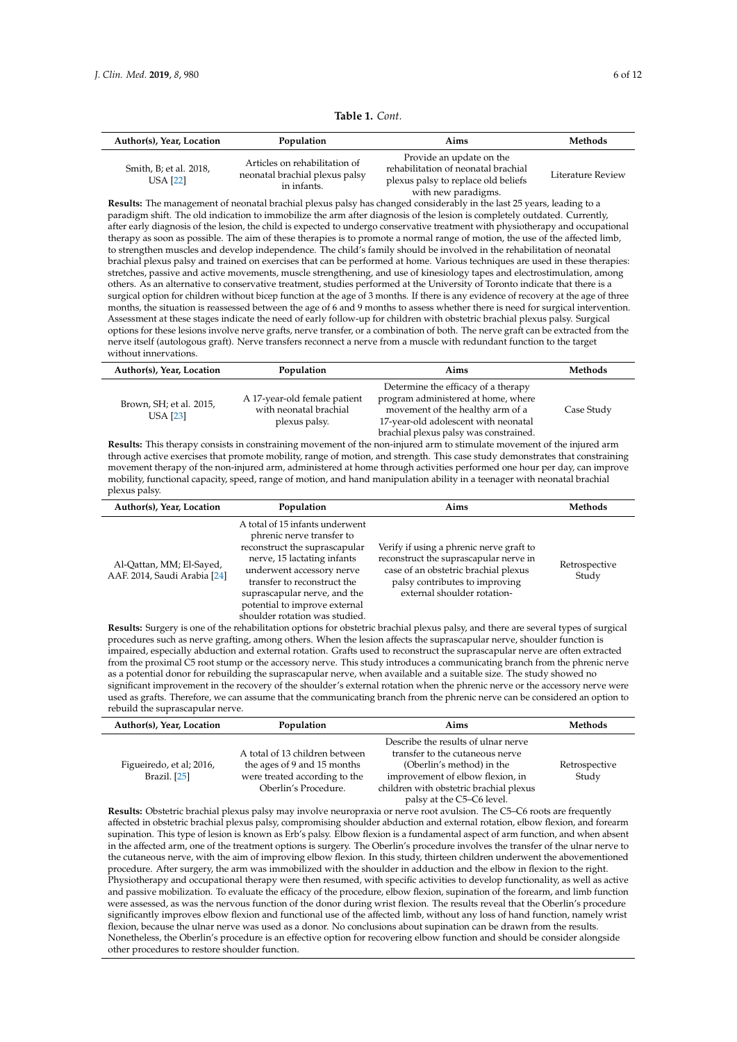**Table 1.** *Cont.*

| Author(s), Year, Location | Population | Aims | Methods |
| --- | --- | --- | --- |
| Smith, B; et al. 2018, USA [22] | Articles on rehabilitation of neonatal brachial plexus palsy in infants. | Provide an update on the rehabilitation of neonatal brachial plexus palsy to replace old beliefs with new paradigms. | Literature Review |

**Results:** The management of neonatal brachial plexus palsy has changed considerably in the last 25 years, leading to a paradigm shift. The old indication to immobilize the arm after diagnosis of the lesion is completely outdated. Currently, after early diagnosis of the lesion, the child is expected to undergo conservative treatment with physiotherapy and occupational therapy as soon as possible. The aim of these therapies is to promote a normal range of motion, the use of the affected limb, to strengthen muscles and develop independence. The child's family should be involved in the rehabilitation of neonatal brachial plexus palsy and trained on exercises that can be performed at home. Various techniques are used in these therapies: stretches, passive and active movements, muscle strengthening, and use of kinesiology tapes and electrostimulation, among others. As an alternative to conservative treatment, studies performed at the University of Toronto indicate that there is a surgical option for children without bicep function at the age of 3 months. If there is any evidence of recovery at the age of three months, the situation is reassessed between the age of 6 and 9 months to assess whether there is need for surgical intervention. Assessment at these stages indicate the need of early follow-up for children with obstetric brachial plexus palsy. Surgical options for these lesions involve nerve grafts, nerve transfer, or a combination of both. The nerve graft can be extracted from the nerve itself (autologous graft). Nerve transfers reconnect a nerve from a muscle with redundant function to the target without innervations.

| Author(s), Year, Location | Population | Aims | Methods |
| --- | --- | --- | --- |
| Brown, SH; et al. 2015, USA [23] | A 17-year-old female patient with neonatal brachial plexus palsy. | Determine the efficacy of a therapy program administered at home, where movement of the healthy arm of a 17-year-old adolescent with neonatal brachial plexus palsy was constrained. | Case Study |

**Results:** This therapy consists in constraining movement of the non-injured arm to stimulate movement of the injured arm through active exercises that promote mobility, range of motion, and strength. This case study demonstrates that constraining movement therapy of the non-injured arm, administered at home through activities performed one hour per day, can improve mobility, functional capacity, speed, range of motion, and hand manipulation ability in a teenager with neonatal brachial plexus palsy.

| Author(s), Year, Location | Population | Aims | Methods |
| --- | --- | --- | --- |
| Al-Qattan, MM; El-Sayed, AAF. 2014, Saudi Arabia [24] | A total of 15 infants underwent phrenic nerve transfer to reconstruct the suprascapular nerve, 15 lactating infants underwent accessory nerve transfer to reconstruct the suprascapular nerve, and the potential to improve external shoulder rotation was studied. | Verify if using a phrenic nerve graft to reconstruct the suprascapular nerve in case of an obstetric brachial plexus palsy contributes to improving external shoulder rotation- | Retrospective Study |

**Results:** Surgery is one of the rehabilitation options for obstetric brachial plexus palsy, and there are several types of surgical procedures such as nerve grafting, among others. When the lesion affects the suprascapular nerve, shoulder function is impaired, especially abduction and external rotation. Grafts used to reconstruct the suprascapular nerve are often extracted from the proximal C5 root stump or the accessory nerve. This study introduces a communicating branch from the phrenic nerve as a potential donor for rebuilding the suprascapular nerve, when available and a suitable size. The study showed no significant improvement in the recovery of the shoulder's external rotation when the phrenic nerve or the accessory nerve were used as grafts. Therefore, we can assume that the communicating branch from the phrenic nerve can be considered an option to rebuild the suprascapular nerve.

| Author(s), Year, Location | Population | Aims | Methods |
| --- | --- | --- | --- |
| Figueiredo, et al; 2016, Brazil. [25] | A total of 13 children between the ages of 9 and 15 months were treated according to the Oberlin's Procedure. | Describe the results of ulnar nerve transfer to the cutaneous nerve (Oberlin's method) in the improvement of elbow flexion, in children with obstetric brachial plexus palsy at the C5–C6 level. | Retrospective Study |

**Results:** Obstetric brachial plexus palsy may involve neuropraxia or nerve root avulsion. The C5–C6 roots are frequently affected in obstetric brachial plexus palsy, compromising shoulder abduction and external rotation, elbow flexion, and forearm supination. This type of lesion is known as Erb's palsy. Elbow flexion is a fundamental aspect of arm function, and when absent in the affected arm, one of the treatment options is surgery. The Oberlin's procedure involves the transfer of the ulnar nerve to the cutaneous nerve, with the aim of improving elbow flexion. In this study, thirteen children underwent the abovementioned procedure. After surgery, the arm was immobilized with the shoulder in adduction and the elbow in flexion to the right. Physiotherapy and occupational therapy were then resumed, with specific activities to develop functionality, as well as active and passive mobilization. To evaluate the efficacy of the procedure, elbow flexion, supination of the forearm, and limb function were assessed, as was the nervous function of the donor during wrist flexion. The results reveal that the Oberlin's procedure significantly improves elbow flexion and functional use of the affected limb, without any loss of hand function, namely wrist flexion, because the ulnar nerve was used as a donor. No conclusions about supination can be drawn from the results. Nonetheless, the Oberlin's procedure is an effective option for recovering elbow function and should be consider alongside other procedures to restore shoulder function.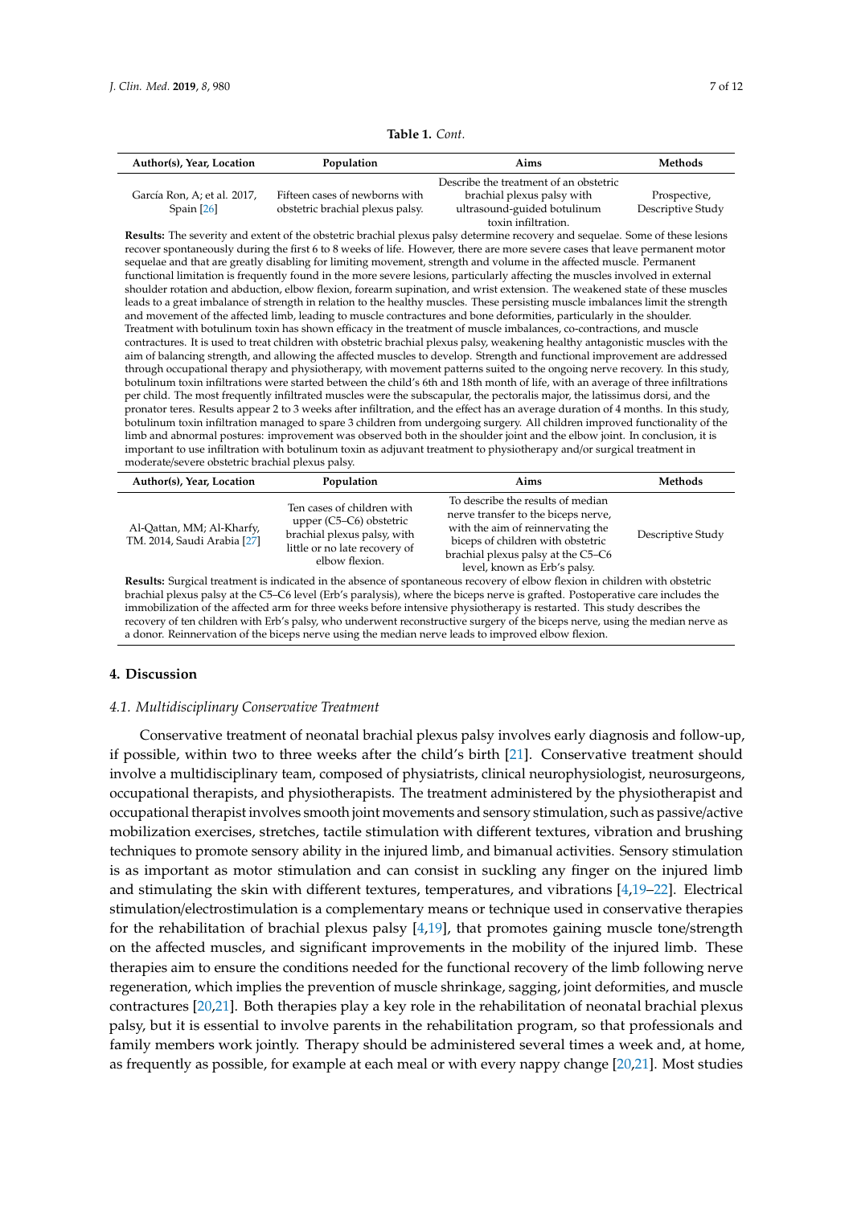**Table 1.** *Cont.*

| Author(s), Year, Location | Population | Aims | Methods |
|---|---|---|---|
| García Ron, A; et al. 2017, Spain [26] | Fifteen cases of newborns with obstetric brachial plexus palsy. | Describe the treatment of an obstetric brachial plexus palsy with ultrasound-guided botulinum toxin infiltration. | Prospective, Descriptive Study |
| **Results:** The severity and extent of the obstetric brachial plexus palsy determine recovery and sequelae. Some of these lesions recover spontaneously during the first 6 to 8 weeks of life. However, there are more severe cases that leave permanent motor sequelae and that are greatly disabling for limiting movement, strength and volume in the affected muscle. Permanent functional limitation is frequently found in the more severe lesions, particularly affecting the muscles involved in external shoulder rotation and abduction, elbow flexion, forearm supination, and wrist extension. The weakened state of these muscles leads to a great imbalance of strength in relation to the healthy muscles. These persisting muscle imbalances limit the strength and movement of the affected limb, leading to muscle contractures and bone deformities, particularly in the shoulder. Treatment with botulinum toxin has shown efficacy in the treatment of muscle imbalances, co-contractions, and muscle contractures. It is used to treat children with obstetric brachial plexus palsy, weakening healthy antagonistic muscles with the aim of balancing strength, and allowing the affected muscles to develop. Strength and functional improvement are addressed through occupational therapy and physiotherapy, with movement patterns suited to the ongoing nerve recovery. In this study, botulinum toxin infiltrations were started between the child's 6th and 18th month of life, with an average of three infiltrations per child. The most frequently infiltrated muscles were the subscapular, the pectoralis major, the latissimus dorsi, and the pronator teres. Results appear 2 to 3 weeks after infiltration, and the effect has an average duration of 4 months. In this study, botulinum toxin infiltration managed to spare 3 children from undergoing surgery. All children improved functionality of the limb and abnormal postures: improvement was observed both in the shoulder joint and the elbow joint. In conclusion, it is important to use infiltration with botulinum toxin as adjuvant treatment to physiotherapy and/or surgical treatment in moderate/severe obstetric brachial plexus palsy. | | | |
| **Author(s), Year, Location** | **Population** | **Aims** | **Methods** |
| Al-Qattan, MM; Al-Kharfy, TM. 2014, Saudi Arabia [27] | Ten cases of children with upper (C5–C6) obstetric brachial plexus palsy, with little or no late recovery of elbow flexion. | To describe the results of median nerve transfer to the biceps nerve, with the aim of reinnervating the biceps of children with obstetric brachial plexus palsy at the C5–C6 level, known as Erb's palsy. | Descriptive Study |
| **Results:** Surgical treatment is indicated in the absence of spontaneous recovery of elbow flexion in children with obstetric brachial plexus palsy at the C5–C6 level (Erb's paralysis), where the biceps nerve is grafted. Postoperative care includes the immobilization of the affected arm for three weeks before intensive physiotherapy is restarted. This study describes the recovery of ten children with Erb's palsy, who underwent reconstructive surgery of the biceps nerve, using the median nerve as a donor. Reinnervation of the biceps nerve using the median nerve leads to improved elbow flexion. | | | |

## 4. Discussion

### 4.1. Multidisciplinary Conservative Treatment

Conservative treatment of neonatal brachial plexus palsy involves early diagnosis and follow-up, if possible, within two to three weeks after the child's birth [21]. Conservative treatment should involve a multidisciplinary team, composed of physiatrists, clinical neurophysiologist, neurosurgeons, occupational therapists, and physiotherapists. The treatment administered by the physiotherapist and occupational therapist involves smooth joint movements and sensory stimulation, such as passive/active mobilization exercises, stretches, tactile stimulation with different textures, vibration and brushing techniques to promote sensory ability in the injured limb, and bimanual activities. Sensory stimulation is as important as motor stimulation and can consist in suckling any finger on the injured limb and stimulating the skin with different textures, temperatures, and vibrations [4,19–22]. Electrical stimulation/electrostimulation is a complementary means or technique used in conservative therapies for the rehabilitation of brachial plexus palsy [4,19], that promotes gaining muscle tone/strength on the affected muscles, and significant improvements in the mobility of the injured limb. These therapies aim to ensure the conditions needed for the functional recovery of the limb following nerve regeneration, which implies the prevention of muscle shrinkage, sagging, joint deformities, and muscle contractures [20,21]. Both therapies play a key role in the rehabilitation of neonatal brachial plexus palsy, but it is essential to involve parents in the rehabilitation program, so that professionals and family members work jointly. Therapy should be administered several times a week and, at home, as frequently as possible, for example at each meal or with every nappy change [20,21]. Most studies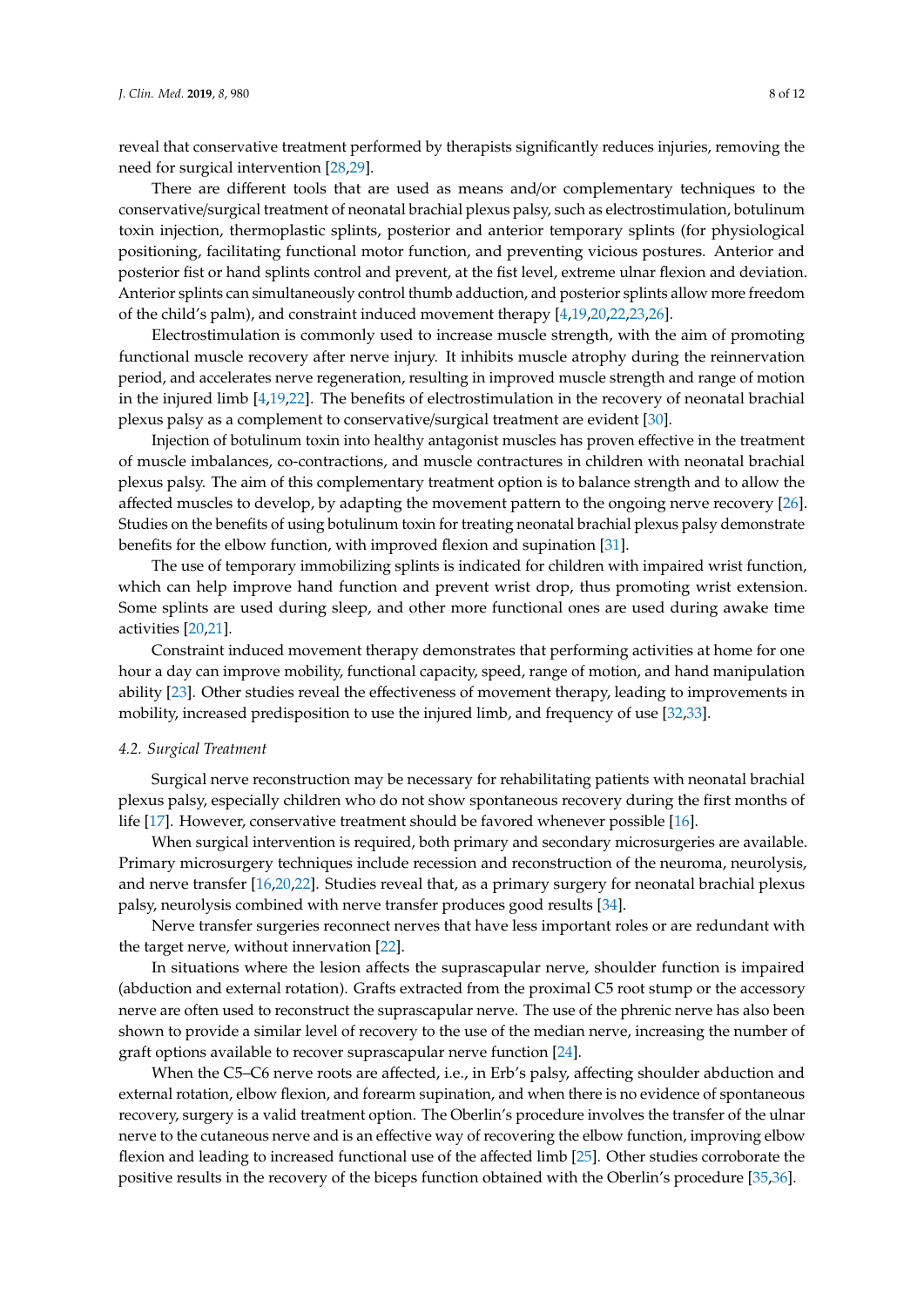reveal that conservative treatment performed by therapists significantly reduces injuries, removing the need for surgical intervention [28,29].

There are different tools that are used as means and/or complementary techniques to the conservative/surgical treatment of neonatal brachial plexus palsy, such as electrostimulation, botulinum toxin injection, thermoplastic splints, posterior and anterior temporary splints (for physiological positioning, facilitating functional motor function, and preventing vicious postures. Anterior and posterior fist or hand splints control and prevent, at the fist level, extreme ulnar flexion and deviation. Anterior splints can simultaneously control thumb adduction, and posterior splints allow more freedom of the child's palm), and constraint induced movement therapy [4,19,20,22,23,26].

Electrostimulation is commonly used to increase muscle strength, with the aim of promoting functional muscle recovery after nerve injury. It inhibits muscle atrophy during the reinnervation period, and accelerates nerve regeneration, resulting in improved muscle strength and range of motion in the injured limb [4,19,22]. The benefits of electrostimulation in the recovery of neonatal brachial plexus palsy as a complement to conservative/surgical treatment are evident [30].

Injection of botulinum toxin into healthy antagonist muscles has proven effective in the treatment of muscle imbalances, co-contractions, and muscle contractures in children with neonatal brachial plexus palsy. The aim of this complementary treatment option is to balance strength and to allow the affected muscles to develop, by adapting the movement pattern to the ongoing nerve recovery [26]. Studies on the benefits of using botulinum toxin for treating neonatal brachial plexus palsy demonstrate benefits for the elbow function, with improved flexion and supination [31].

The use of temporary immobilizing splints is indicated for children with impaired wrist function, which can help improve hand function and prevent wrist drop, thus promoting wrist extension. Some splints are used during sleep, and other more functional ones are used during awake time activities [20,21].

Constraint induced movement therapy demonstrates that performing activities at home for one hour a day can improve mobility, functional capacity, speed, range of motion, and hand manipulation ability [23]. Other studies reveal the effectiveness of movement therapy, leading to improvements in mobility, increased predisposition to use the injured limb, and frequency of use [32,33].

### 4.2. Surgical Treatment

Surgical nerve reconstruction may be necessary for rehabilitating patients with neonatal brachial plexus palsy, especially children who do not show spontaneous recovery during the first months of life [17]. However, conservative treatment should be favored whenever possible [16].

When surgical intervention is required, both primary and secondary microsurgeries are available. Primary microsurgery techniques include recession and reconstruction of the neuroma, neurolysis, and nerve transfer [16,20,22]. Studies reveal that, as a primary surgery for neonatal brachial plexus palsy, neurolysis combined with nerve transfer produces good results [34].

Nerve transfer surgeries reconnect nerves that have less important roles or are redundant with the target nerve, without innervation [22].

In situations where the lesion affects the suprascapular nerve, shoulder function is impaired (abduction and external rotation). Grafts extracted from the proximal C5 root stump or the accessory nerve are often used to reconstruct the suprascapular nerve. The use of the phrenic nerve has also been shown to provide a similar level of recovery to the use of the median nerve, increasing the number of graft options available to recover suprascapular nerve function [24].

When the C5–C6 nerve roots are affected, i.e., in Erb's palsy, affecting shoulder abduction and external rotation, elbow flexion, and forearm supination, and when there is no evidence of spontaneous recovery, surgery is a valid treatment option. The Oberlin's procedure involves the transfer of the ulnar nerve to the cutaneous nerve and is an effective way of recovering the elbow function, improving elbow flexion and leading to increased functional use of the affected limb [25]. Other studies corroborate the positive results in the recovery of the biceps function obtained with the Oberlin's procedure [35,36].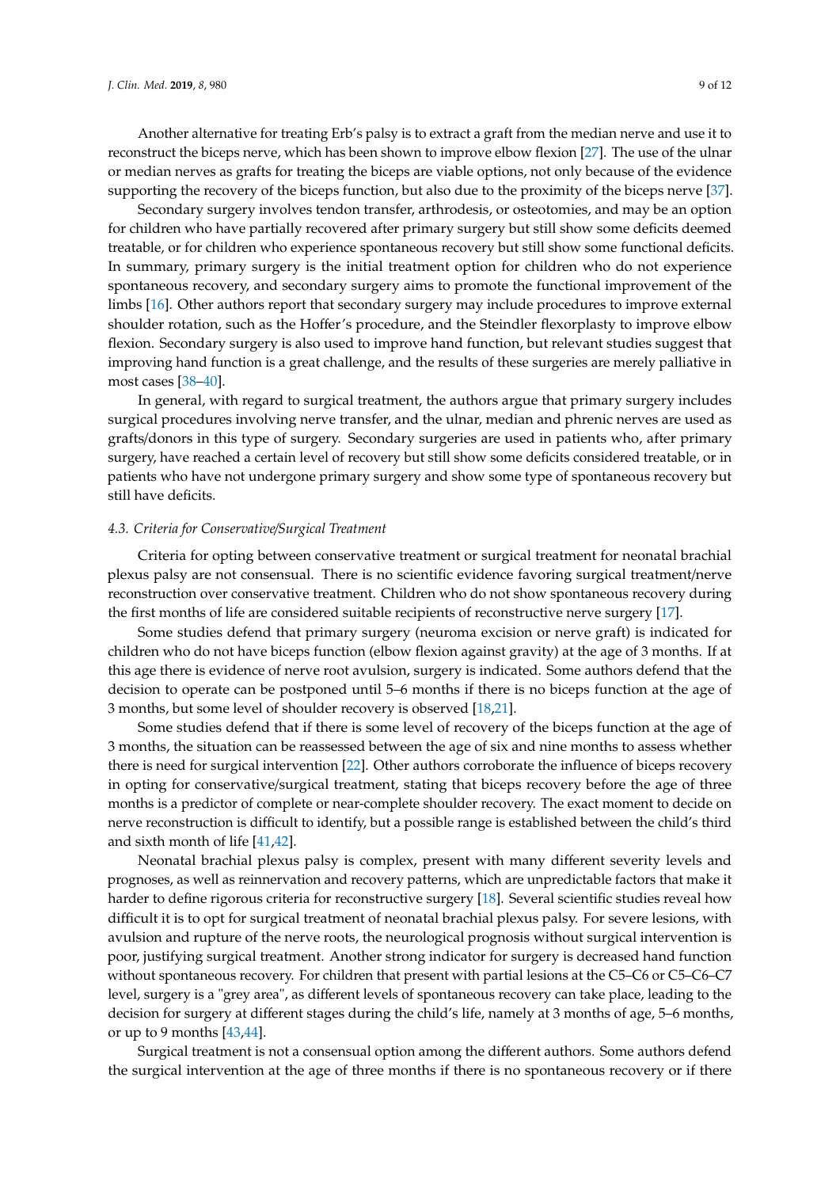Another alternative for treating Erb's palsy is to extract a graft from the median nerve and use it to reconstruct the biceps nerve, which has been shown to improve elbow flexion [27]. The use of the ulnar or median nerves as grafts for treating the biceps are viable options, not only because of the evidence supporting the recovery of the biceps function, but also due to the proximity of the biceps nerve [37].

Secondary surgery involves tendon transfer, arthrodesis, or osteotomies, and may be an option for children who have partially recovered after primary surgery but still show some deficits deemed treatable, or for children who experience spontaneous recovery but still show some functional deficits. In summary, primary surgery is the initial treatment option for children who do not experience spontaneous recovery, and secondary surgery aims to promote the functional improvement of the limbs [16]. Other authors report that secondary surgery may include procedures to improve external shoulder rotation, such as the Hoffer's procedure, and the Steindler flexorplasty to improve elbow flexion. Secondary surgery is also used to improve hand function, but relevant studies suggest that improving hand function is a great challenge, and the results of these surgeries are merely palliative in most cases [38–40].

In general, with regard to surgical treatment, the authors argue that primary surgery includes surgical procedures involving nerve transfer, and the ulnar, median and phrenic nerves are used as grafts/donors in this type of surgery. Secondary surgeries are used in patients who, after primary surgery, have reached a certain level of recovery but still show some deficits considered treatable, or in patients who have not undergone primary surgery and show some type of spontaneous recovery but still have deficits.

### *4.3. Criteria for Conservative/Surgical Treatment*

Criteria for opting between conservative treatment or surgical treatment for neonatal brachial plexus palsy are not consensual. There is no scientific evidence favoring surgical treatment/nerve reconstruction over conservative treatment. Children who do not show spontaneous recovery during the first months of life are considered suitable recipients of reconstructive nerve surgery [17].

Some studies defend that primary surgery (neuroma excision or nerve graft) is indicated for children who do not have biceps function (elbow flexion against gravity) at the age of 3 months. If at this age there is evidence of nerve root avulsion, surgery is indicated. Some authors defend that the decision to operate can be postponed until 5–6 months if there is no biceps function at the age of 3 months, but some level of shoulder recovery is observed [18,21].

Some studies defend that if there is some level of recovery of the biceps function at the age of 3 months, the situation can be reassessed between the age of six and nine months to assess whether there is need for surgical intervention [22]. Other authors corroborate the influence of biceps recovery in opting for conservative/surgical treatment, stating that biceps recovery before the age of three months is a predictor of complete or near-complete shoulder recovery. The exact moment to decide on nerve reconstruction is difficult to identify, but a possible range is established between the child's third and sixth month of life [41,42].

Neonatal brachial plexus palsy is complex, present with many different severity levels and prognoses, as well as reinnervation and recovery patterns, which are unpredictable factors that make it harder to define rigorous criteria for reconstructive surgery [18]. Several scientific studies reveal how difficult it is to opt for surgical treatment of neonatal brachial plexus palsy. For severe lesions, with avulsion and rupture of the nerve roots, the neurological prognosis without surgical intervention is poor, justifying surgical treatment. Another strong indicator for surgery is decreased hand function without spontaneous recovery. For children that present with partial lesions at the C5–C6 or C5–C6–C7 level, surgery is a "grey area", as different levels of spontaneous recovery can take place, leading to the decision for surgery at different stages during the child's life, namely at 3 months of age, 5–6 months, or up to 9 months [43,44].

Surgical treatment is not a consensual option among the different authors. Some authors defend the surgical intervention at the age of three months if there is no spontaneous recovery or if there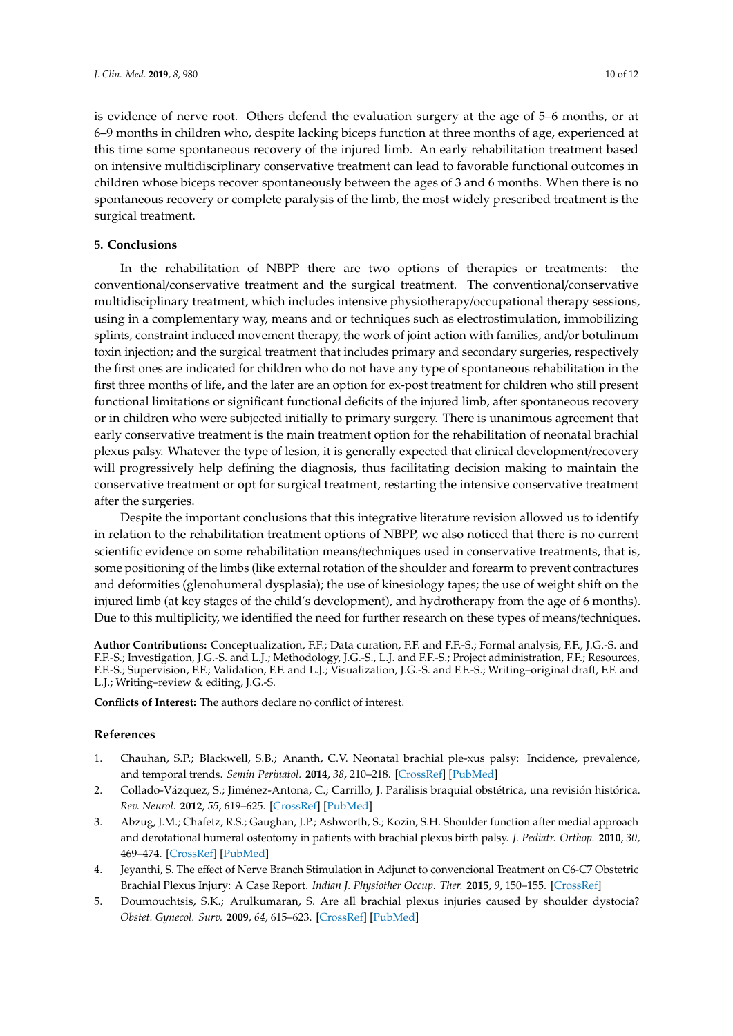is evidence of nerve root. Others defend the evaluation surgery at the age of 5–6 months, or at 6–9 months in children who, despite lacking biceps function at three months of age, experienced at this time some spontaneous recovery of the injured limb. An early rehabilitation treatment based on intensive multidisciplinary conservative treatment can lead to favorable functional outcomes in children whose biceps recover spontaneously between the ages of 3 and 6 months. When there is no spontaneous recovery or complete paralysis of the limb, the most widely prescribed treatment is the surgical treatment.

## 5. Conclusions

In the rehabilitation of NBPP there are two options of therapies or treatments: the conventional/conservative treatment and the surgical treatment. The conventional/conservative multidisciplinary treatment, which includes intensive physiotherapy/occupational therapy sessions, using in a complementary way, means and or techniques such as electrostimulation, immobilizing splints, constraint induced movement therapy, the work of joint action with families, and/or botulinum toxin injection; and the surgical treatment that includes primary and secondary surgeries, respectively the first ones are indicated for children who do not have any type of spontaneous rehabilitation in the first three months of life, and the later are an option for ex-post treatment for children who still present functional limitations or significant functional deficits of the injured limb, after spontaneous recovery or in children who were subjected initially to primary surgery. There is unanimous agreement that early conservative treatment is the main treatment option for the rehabilitation of neonatal brachial plexus palsy. Whatever the type of lesion, it is generally expected that clinical development/recovery will progressively help defining the diagnosis, thus facilitating decision making to maintain the conservative treatment or opt for surgical treatment, restarting the intensive conservative treatment after the surgeries.

Despite the important conclusions that this integrative literature revision allowed us to identify in relation to the rehabilitation treatment options of NBPP, we also noticed that there is no current scientific evidence on some rehabilitation means/techniques used in conservative treatments, that is, some positioning of the limbs (like external rotation of the shoulder and forearm to prevent contractures and deformities (glenohumeral dysplasia); the use of kinesiology tapes; the use of weight shift on the injured limb (at key stages of the child's development), and hydrotherapy from the age of 6 months). Due to this multiplicity, we identified the need for further research on these types of means/techniques.

**Author Contributions:** Conceptualization, F.F.; Data curation, F.F. and F.F.-S.; Formal analysis, F.F., J.G.-S. and F.F.-S.; Investigation, J.G.-S. and L.J.; Methodology, J.G.-S., L.J. and F.F.-S.; Project administration, F.F.; Resources, F.F.-S.; Supervision, F.F.; Validation, F.F. and L.J.; Visualization, J.G.-S. and F.F.-S.; Writing–original draft, F.F. and L.J.; Writing–review & editing, J.G.-S.

**Conflicts of Interest:** The authors declare no conflict of interest.

## References

1. Chauhan, S.P.; Blackwell, S.B.; Ananth, C.V. Neonatal brachial ple-xus palsy: Incidence, prevalence, and temporal trends. *Semin Perinatol.* **2014**, *38*, 210–218. [CrossRef] [PubMed]
2. Collado-Vázquez, S.; Jiménez-Antona, C.; Carrillo, J. Parálisis braquial obstétrica, una revisión histórica. *Rev. Neurol.* **2012**, *55*, 619–625. [CrossRef] [PubMed]
3. Abzug, J.M.; Chafetz, R.S.; Gaughan, J.P.; Ashworth, S.; Kozin, S.H. Shoulder function after medial approach and derotational humeral osteotomy in patients with brachial plexus birth palsy. *J. Pediatr. Orthop.* **2010**, *30*, 469–474. [CrossRef] [PubMed]
4. Jeyanthi, S. The effect of Nerve Branch Stimulation in Adjunct to convencional Treatment on C6-C7 Obstetric Brachial Plexus Injury: A Case Report. *Indian J. Physiother Occup. Ther.* **2015**, *9*, 150–155. [CrossRef]
5. Doumouchtsis, S.K.; Arulkumaran, S. Are all brachial plexus injuries caused by shoulder dystocia? *Obstet. Gynecol. Surv.* **2009**, *64*, 615–623. [CrossRef] [PubMed]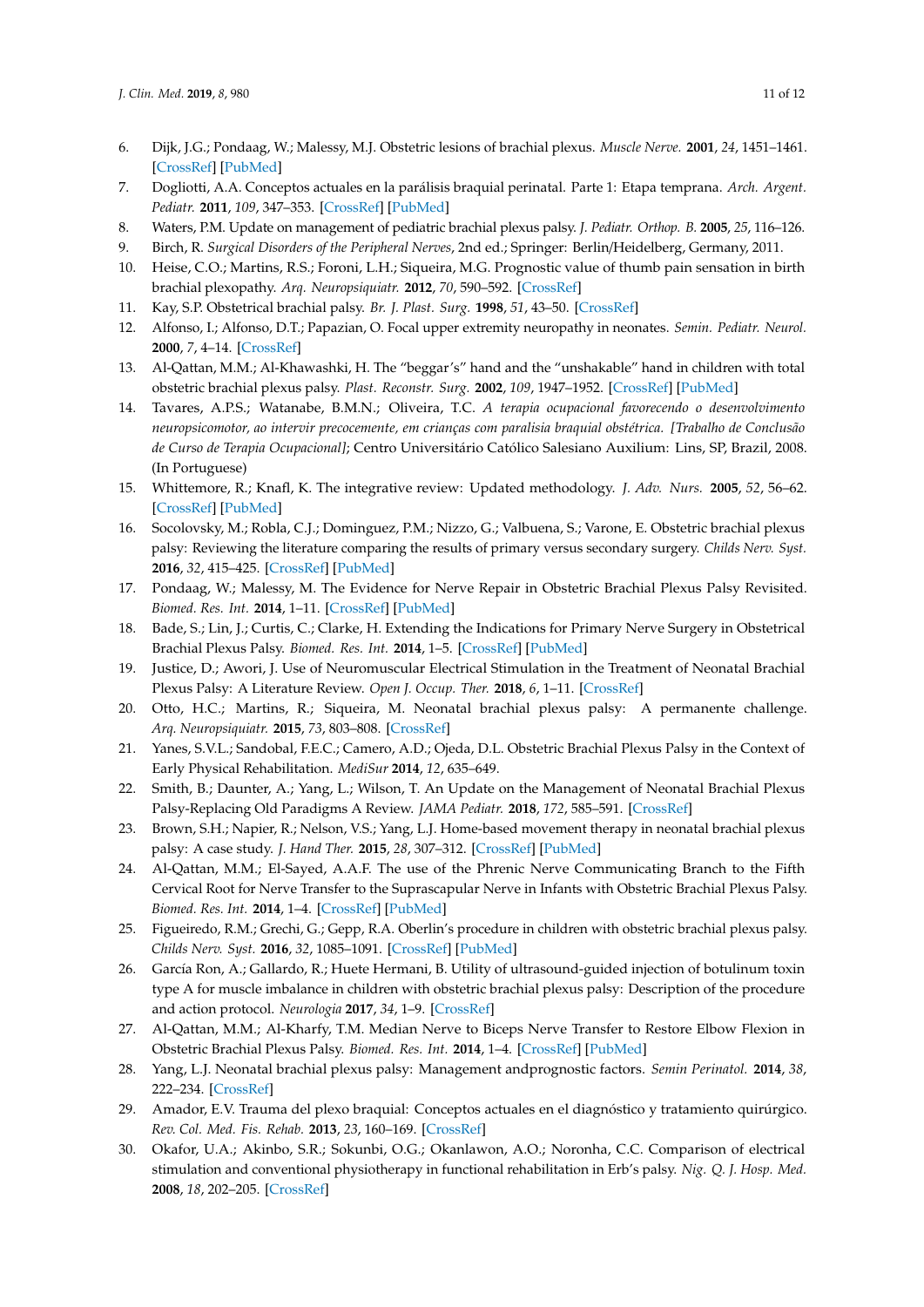6. Dijk, J.G.; Pondaag, W.; Malessy, M.J. Obstetric lesions of brachial plexus. *Muscle Nerve.* **2001**, *24*, 1451–1461. [CrossRef] [PubMed]
7. Dogliotti, A.A. Conceptos actuales en la parálisis braquial perinatal. Parte 1: Etapa temprana. *Arch. Argent. Pediatr.* **2011**, *109*, 347–353. [CrossRef] [PubMed]
8. Waters, P.M. Update on management of pediatric brachial plexus palsy. *J. Pediatr. Orthop. B.* **2005**, *25*, 116–126.
9. Birch, R. *Surgical Disorders of the Peripheral Nerves*, 2nd ed.; Springer: Berlin/Heidelberg, Germany, 2011.
10. Heise, C.O.; Martins, R.S.; Foroni, L.H.; Siqueira, M.G. Prognostic value of thumb pain sensation in birth brachial plexopathy. *Arq. Neuropsiquiatr.* **2012**, *70*, 590–592. [CrossRef]
11. Kay, S.P. Obstetrical brachial palsy. *Br. J. Plast. Surg.* **1998**, *51*, 43–50. [CrossRef]
12. Alfonso, I.; Alfonso, D.T.; Papazian, O. Focal upper extremity neuropathy in neonates. *Semin. Pediatr. Neurol.* **2000**, *7*, 4–14. [CrossRef]
13. Al-Qattan, M.M.; Al-Khawashki, H. The "beggar's" hand and the "unshakable" hand in children with total obstetric brachial plexus palsy. *Plast. Reconstr. Surg.* **2002**, *109*, 1947–1952. [CrossRef] [PubMed]
14. Tavares, A.P.S.; Watanabe, B.M.N.; Oliveira, T.C. *A terapia ocupacional favorecendo o desenvolvimento neuropsicomotor, ao intervir precocemente, em crianças com paralisia braquial obstétrica. [Trabalho de Conclusão de Curso de Terapia Ocupacional]*; Centro Universitário Católico Salesiano Auxilium: Lins, SP, Brazil, 2008. (In Portuguese)
15. Whittemore, R.; Knafl, K. The integrative review: Updated methodology. *J. Adv. Nurs.* **2005**, *52*, 56–62. [CrossRef] [PubMed]
16. Socolovsky, M.; Robla, C.J.; Dominguez, P.M.; Nizzo, G.; Valbuena, S.; Varone, E. Obstetric brachial plexus palsy: Reviewing the literature comparing the results of primary versus secondary surgery. *Childs Nerv. Syst.* **2016**, *32*, 415–425. [CrossRef] [PubMed]
17. Pondaag, W.; Malessy, M. The Evidence for Nerve Repair in Obstetric Brachial Plexus Palsy Revisited. *Biomed. Res. Int.* **2014**, 1–11. [CrossRef] [PubMed]
18. Bade, S.; Lin, J.; Curtis, C.; Clarke, H. Extending the Indications for Primary Nerve Surgery in Obstetrical Brachial Plexus Palsy. *Biomed. Res. Int.* **2014**, 1–5. [CrossRef] [PubMed]
19. Justice, D.; Awori, J. Use of Neuromuscular Electrical Stimulation in the Treatment of Neonatal Brachial Plexus Palsy: A Literature Review. *Open J. Occup. Ther.* **2018**, *6*, 1–11. [CrossRef]
20. Otto, H.C.; Martins, R.; Siqueira, M. Neonatal brachial plexus palsy: A permanente challenge. *Arq. Neuropsiquiatr.* **2015**, *73*, 803–808. [CrossRef]
21. Yanes, S.V.L.; Sandobal, F.E.C.; Camero, A.D.; Ojeda, D.L. Obstetric Brachial Plexus Palsy in the Context of Early Physical Rehabilitation. *MediSur* **2014**, *12*, 635–649.
22. Smith, B.; Daunter, A.; Yang, L.; Wilson, T. An Update on the Management of Neonatal Brachial Plexus Palsy-Replacing Old Paradigms A Review. *JAMA Pediatr.* **2018**, *172*, 585–591. [CrossRef]
23. Brown, S.H.; Napier, R.; Nelson, V.S.; Yang, L.J. Home-based movement therapy in neonatal brachial plexus palsy: A case study. *J. Hand Ther.* **2015**, *28*, 307–312. [CrossRef] [PubMed]
24. Al-Qattan, M.M.; El-Sayed, A.A.F. The use of the Phrenic Nerve Communicating Branch to the Fifth Cervical Root for Nerve Transfer to the Suprascapular Nerve in Infants with Obstetric Brachial Plexus Palsy. *Biomed. Res. Int.* **2014**, 1–4. [CrossRef] [PubMed]
25. Figueiredo, R.M.; Grechi, G.; Gepp, R.A. Oberlin's procedure in children with obstetric brachial plexus palsy. *Childs Nerv. Syst.* **2016**, *32*, 1085–1091. [CrossRef] [PubMed]
26. García Ron, A.; Gallardo, R.; Huete Hermani, B. Utility of ultrasound-guided injection of botulinum toxin type A for muscle imbalance in children with obstetric brachial plexus palsy: Description of the procedure and action protocol. *Neurologia* **2017**, *34*, 1–9. [CrossRef]
27. Al-Qattan, M.M.; Al-Kharfy, T.M. Median Nerve to Biceps Nerve Transfer to Restore Elbow Flexion in Obstetric Brachial Plexus Palsy. *Biomed. Res. Int.* **2014**, 1–4. [CrossRef] [PubMed]
28. Yang, L.J. Neonatal brachial plexus palsy: Management andprognostic factors. *Semin Perinatol.* **2014**, *38*, 222–234. [CrossRef]
29. Amador, E.V. Trauma del plexo braquial: Conceptos actuales en el diagnóstico y tratamiento quirúrgico. *Rev. Col. Med. Fis. Rehab.* **2013**, *23*, 160–169. [CrossRef]
30. Okafor, U.A.; Akinbo, S.R.; Sokunbi, O.G.; Okanlawon, A.O.; Noronha, C.C. Comparison of electrical stimulation and conventional physiotherapy in functional rehabilitation in Erb's palsy. *Nig. Q. J. Hosp. Med.* **2008**, *18*, 202–205. [CrossRef]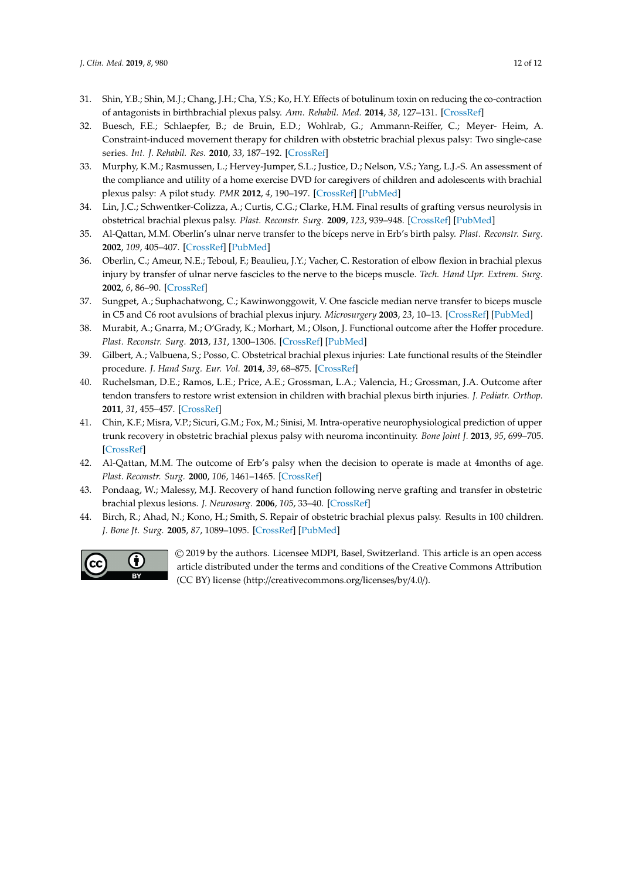31. Shin, Y.B.; Shin, M.J.; Chang, J.H.; Cha, Y.S.; Ko, H.Y. Effects of botulinum toxin on reducing the co-contraction of antagonists in birthbrachial plexus palsy. *Ann. Rehabil. Med.* **2014**, *38*, 127–131. [CrossRef]
32. Buesch, F.E.; Schlaepfer, B.; de Bruin, E.D.; Wohlrab, G.; Ammann-Reiffer, C.; Meyer- Heim, A. Constraint-induced movement therapy for children with obstetric brachial plexus palsy: Two single-case series. *Int. J. Rehabil. Res.* **2010**, *33*, 187–192. [CrossRef]
33. Murphy, K.M.; Rasmussen, L.; Hervey-Jumper, S.L.; Justice, D.; Nelson, V.S.; Yang, L.J.-S. An assessment of the compliance and utility of a home exercise DVD for caregivers of children and adolescents with brachial plexus palsy: A pilot study. *PMR* **2012**, *4*, 190–197. [CrossRef] [PubMed]
34. Lin, J.C.; Schwentker-Colizza, A.; Curtis, C.G.; Clarke, H.M. Final results of grafting versus neurolysis in obstetrical brachial plexus palsy. *Plast. Reconstr. Surg.* **2009**, *123*, 939–948. [CrossRef] [PubMed]
35. Al-Qattan, M.M. Oberlin's ulnar nerve transfer to the bíceps nerve in Erb's birth palsy. *Plast. Reconstr. Surg.* **2002**, *109*, 405–407. [CrossRef] [PubMed]
36. Oberlin, C.; Ameur, N.E.; Teboul, F.; Beaulieu, J.Y.; Vacher, C. Restoration of elbow flexion in brachial plexus injury by transfer of ulnar nerve fascicles to the nerve to the biceps muscle. *Tech. Hand Upr. Extrem. Surg.* **2002**, *6*, 86–90. [CrossRef]
37. Sungpet, A.; Suphachatwong, C.; Kawinwonggowit, V. One fascicle median nerve transfer to biceps muscle in C5 and C6 root avulsions of brachial plexus injury. *Microsurgery* **2003**, *23*, 10–13. [CrossRef] [PubMed]
38. Murabit, A.; Gnarra, M.; O'Grady, K.; Morhart, M.; Olson, J. Functional outcome after the Hoffer procedure. *Plast. Reconstr. Surg.* **2013**, *131*, 1300–1306. [CrossRef] [PubMed]
39. Gilbert, A.; Valbuena, S.; Posso, C. Obstetrical brachial plexus injuries: Late functional results of the Steindler procedure. *J. Hand Surg. Eur. Vol.* **2014**, *39*, 68–875. [CrossRef]
40. Ruchelsman, D.E.; Ramos, L.E.; Price, A.E.; Grossman, L.A.; Valencia, H.; Grossman, J.A. Outcome after tendon transfers to restore wrist extension in children with brachial plexus birth injuries. *J. Pediatr. Orthop.* **2011**, *31*, 455–457. [CrossRef]
41. Chin, K.F.; Misra, V.P.; Sicuri, G.M.; Fox, M.; Sinisi, M. Intra-operative neurophysiological prediction of upper trunk recovery in obstetric brachial plexus palsy with neuroma incontinuity. *Bone Joint J.* **2013**, *95*, 699–705. [CrossRef]
42. Al-Qattan, M.M. The outcome of Erb's palsy when the decision to operate is made at 4months of age. *Plast. Reconstr. Surg.* **2000**, *106*, 1461–1465. [CrossRef]
43. Pondaag, W.; Malessy, M.J. Recovery of hand function following nerve grafting and transfer in obstetric brachial plexus lesions. *J. Neurosurg.* **2006**, *105*, 33–40. [CrossRef]
44. Birch, R.; Ahad, N.; Kono, H.; Smith, S. Repair of obstetric brachial plexus palsy. Results in 100 children. *J. Bone Jt. Surg.* **2005**, *87*, 1089–1095. [CrossRef] [PubMed]

© 2019 by the authors. Licensee MDPI, Basel, Switzerland. This article is an open access article distributed under the terms and conditions of the Creative Commons Attribution (CC BY) license (http://creativecommons.org/licenses/by/4.0/).